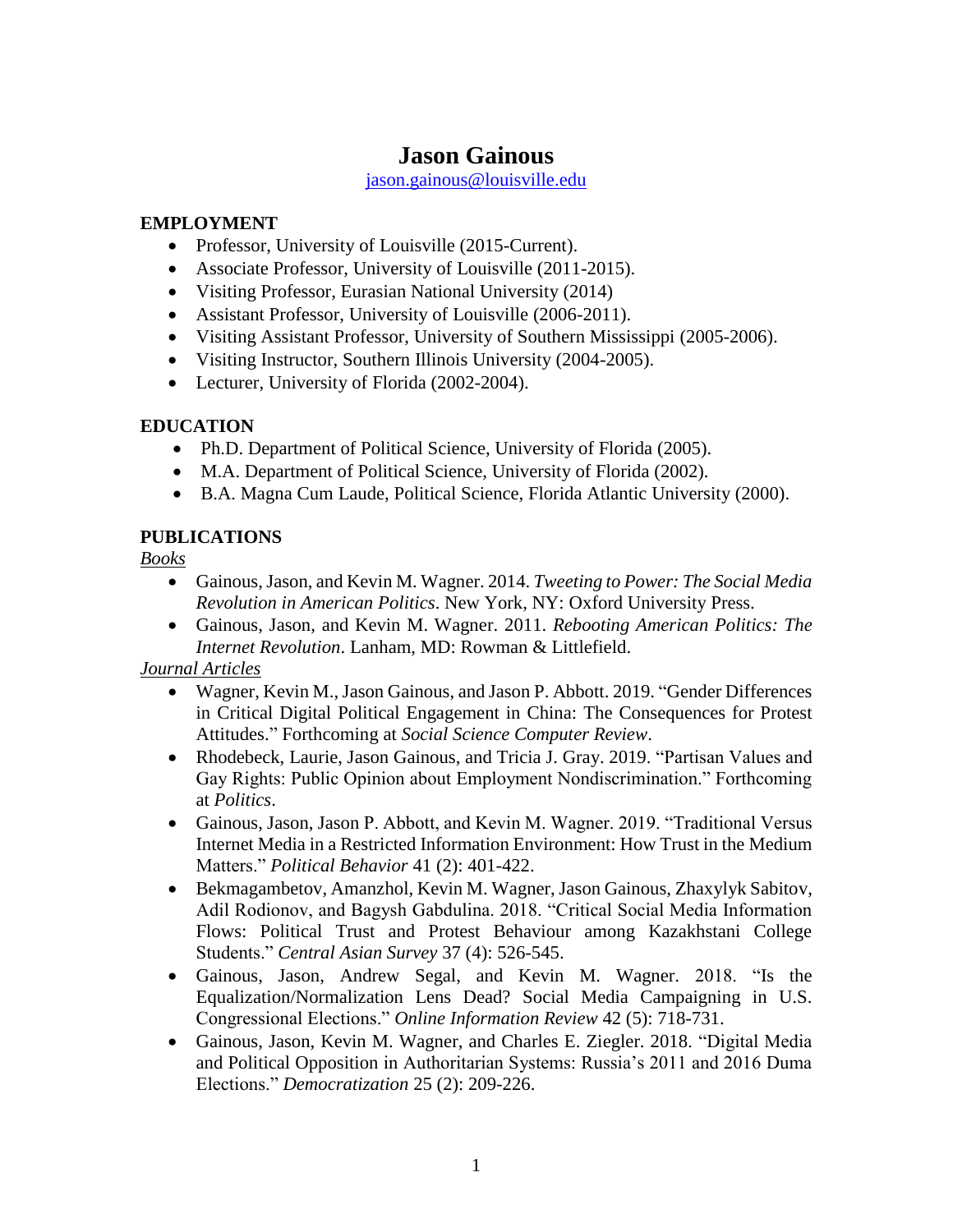# Jason Gainous

jason.gainous@louisville.edu

## EMPLOYMENT

- Professor, University of Louisville (2015-Current).
- Associate Professor, University of Louisville (2011-2015).
- Visiting Professor, Eurasian National University (2014)
- Assistant Professor, University of Louisville (2006-2011).
- Visiting Assistant Professor, University of Southern Mississippi (2005-2006).
- Visiting Instructor, Southern Illinois University (2004-2005).
- Lecturer, University of Florida (2002-2004).

## EDUCATION

- Ph.D. Department of Political Science, University of Florida (2005).
- M.A. Department of Political Science, University of Florida (2002).
- B.A. Magna Cum Laude, Political Science, Florida Atlantic University (2000).

## PUBLICATIONS

*Books*

- Gainous, Jason, and Kevin M. Wagner. 2014. *Tweeting to Power: The Social Media Revolution in American Politics*. New York, NY: Oxford University Press.
- Gainous, Jason, and Kevin M. Wagner. 2011. *Rebooting American Politics: The Internet Revolution*. Lanham, MD: Rowman & Littlefield.

*Journal Articles*

- Wagner, Kevin M., Jason Gainous, and Jason P. Abbott. 2019. "Gender Differences in Critical Digital Political Engagement in China: The Consequences for Protest Attitudes." Forthcoming at *Social Science Computer Review*.
- Rhodebeck, Laurie, Jason Gainous, and Tricia J. Gray. 2019. "Partisan Values and Gay Rights: Public Opinion about Employment Nondiscrimination." Forthcoming at *Politics*.
- Gainous, Jason, Jason P. Abbott, and Kevin M. Wagner. 2019. "Traditional Versus Internet Media in a Restricted Information Environment: How Trust in the Medium Matters." *Political Behavior* 41 (2): 401-422.
- Bekmagambetov, Amanzhol, Kevin M. Wagner, Jason Gainous, Zhaxylyk Sabitov, Adil Rodionov, and Bagysh Gabdulina. 2018. "Critical Social Media Information Flows: Political Trust and Protest Behaviour among Kazakhstani College Students." *Central Asian Survey* 37 (4): 526-545.
- Gainous, Jason, Andrew Segal, and Kevin M. Wagner. 2018. "Is the Equalization/Normalization Lens Dead? Social Media Campaigning in U.S. Congressional Elections." *Online Information Review* 42 (5): 718-731.
- Gainous, Jason, Kevin M. Wagner, and Charles E. Ziegler. 2018. "Digital Media and Political Opposition in Authoritarian Systems: Russia's 2011 and 2016 Duma Elections." *Democratization* 25 (2): 209-226.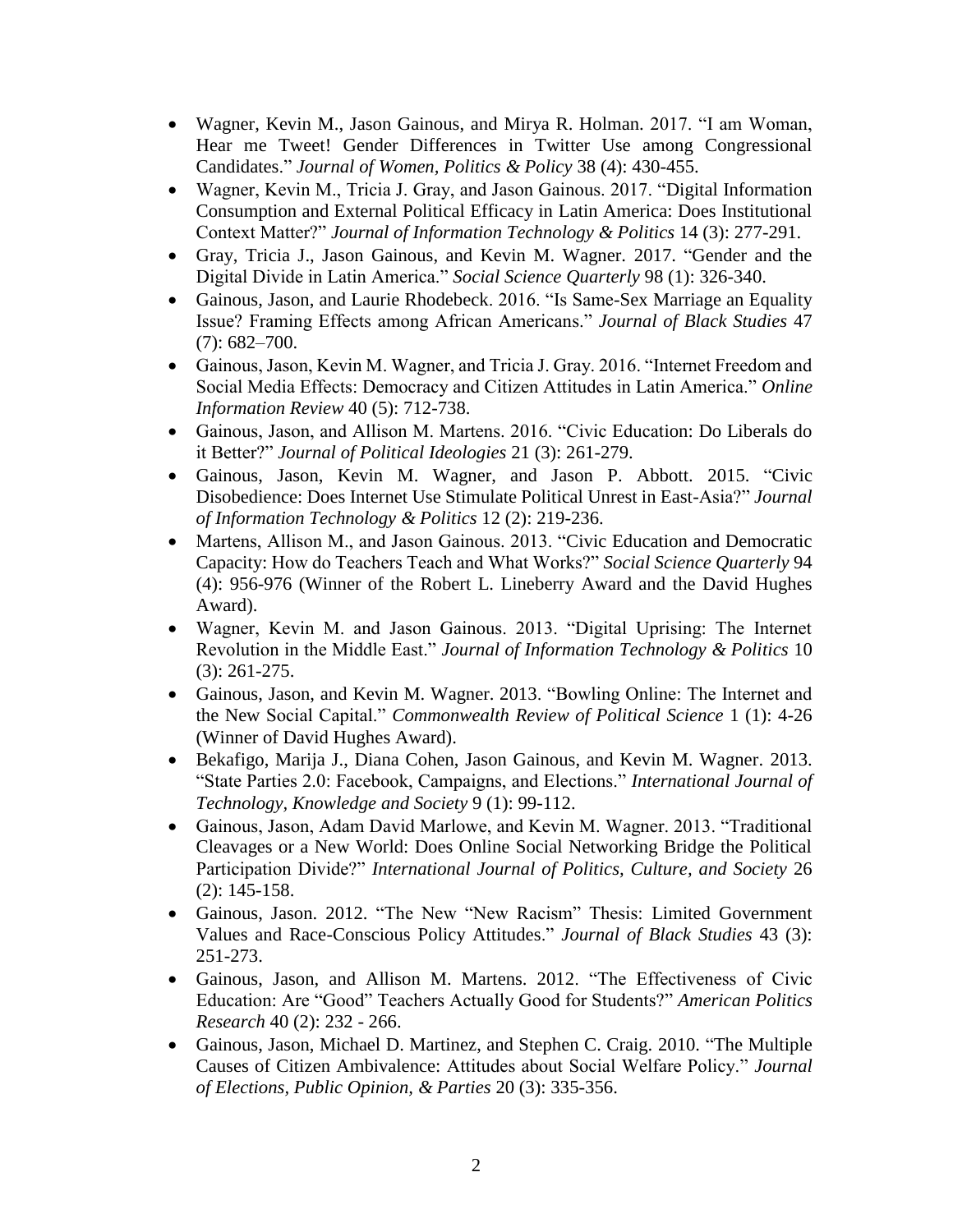- Wagner, Kevin M., Jason Gainous, and Mirya R. Holman. 2017. "I am Woman, Hear me Tweet! Gender Differences in Twitter Use among Congressional Candidates." *Journal of Women, Politics & Policy* 38 (4): 430-455.
- Wagner, Kevin M., Tricia J. Gray, and Jason Gainous. 2017. "Digital Information Consumption and External Political Efficacy in Latin America: Does Institutional Context Matter?" *Journal of Information Technology & Politics* 14 (3): 277-291.
- Gray, Tricia J., Jason Gainous, and Kevin M. Wagner. 2017. "Gender and the Digital Divide in Latin America." *Social Science Quarterly* 98 (1): 326-340.
- Gainous, Jason, and Laurie Rhodebeck. 2016. "Is Same-Sex Marriage an Equality Issue? Framing Effects among African Americans." *Journal of Black Studies* 47 (7): 682–700.
- Gainous, Jason, Kevin M. Wagner, and Tricia J. Gray. 2016. "Internet Freedom and Social Media Effects: Democracy and Citizen Attitudes in Latin America." *Online Information Review* 40 (5): 712-738.
- Gainous, Jason, and Allison M. Martens. 2016. "Civic Education: Do Liberals do it Better?" *Journal of Political Ideologies* 21 (3): 261-279.
- Gainous, Jason, Kevin M. Wagner, and Jason P. Abbott. 2015. "Civic Disobedience: Does Internet Use Stimulate Political Unrest in East-Asia?" *Journal of Information Technology & Politics* 12 (2): 219-236.
- Martens, Allison M., and Jason Gainous. 2013. "Civic Education and Democratic Capacity: How do Teachers Teach and What Works?" *Social Science Quarterly* 94 (4): 956-976 (Winner of the Robert L. Lineberry Award and the David Hughes Award).
- Wagner, Kevin M. and Jason Gainous. 2013. "Digital Uprising: The Internet Revolution in the Middle East." *Journal of Information Technology & Politics* 10 (3): 261-275.
- Gainous, Jason, and Kevin M. Wagner. 2013. "Bowling Online: The Internet and the New Social Capital." *Commonwealth Review of Political Science* 1 (1): 4-26 (Winner of David Hughes Award).
- Bekafigo, Marija J., Diana Cohen, Jason Gainous, and Kevin M. Wagner. 2013. "State Parties 2.0: Facebook, Campaigns, and Elections." *International Journal of Technology, Knowledge and Society* 9 (1): 99-112.
- Gainous, Jason, Adam David Marlowe, and Kevin M. Wagner. 2013. "Traditional Cleavages or a New World: Does Online Social Networking Bridge the Political Participation Divide?" *International Journal of Politics, Culture, and Society* 26 (2): 145-158.
- Gainous, Jason. 2012. "The New "New Racism" Thesis: Limited Government Values and Race-Conscious Policy Attitudes." *Journal of Black Studies* 43 (3): 251-273.
- Gainous, Jason, and Allison M. Martens. 2012. "The Effectiveness of Civic Education: Are "Good" Teachers Actually Good for Students?" *American Politics Research* 40 (2): 232 - 266.
- Gainous, Jason, Michael D. Martinez, and Stephen C. Craig. 2010. "The Multiple Causes of Citizen Ambivalence: Attitudes about Social Welfare Policy." *Journal of Elections, Public Opinion, & Parties* 20 (3): 335-356.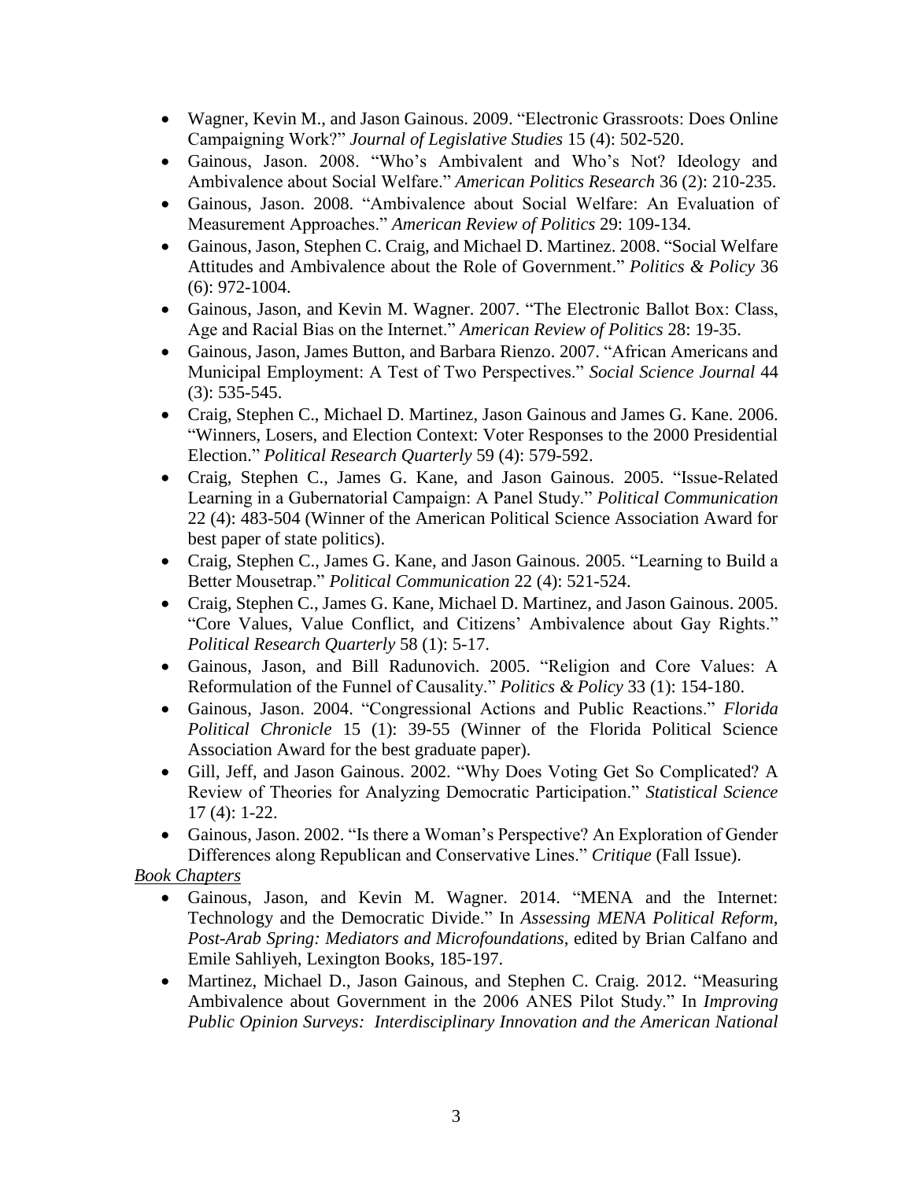- Wagner, Kevin M., and Jason Gainous. 2009. "Electronic Grassroots: Does Online Campaigning Work?" *Journal of Legislative Studies* 15 (4): 502-520.
- Gainous, Jason. 2008. "Who's Ambivalent and Who's Not? Ideology and Ambivalence about Social Welfare." *American Politics Research* 36 (2): 210-235.
- Gainous, Jason. 2008. "Ambivalence about Social Welfare: An Evaluation of Measurement Approaches." *American Review of Politics* 29: 109-134.
- Gainous, Jason, Stephen C. Craig, and Michael D. Martinez. 2008. "Social Welfare Attitudes and Ambivalence about the Role of Government." *Politics & Policy* 36 (6): 972-1004.
- Gainous, Jason, and Kevin M. Wagner. 2007. "The Electronic Ballot Box: Class, Age and Racial Bias on the Internet." *American Review of Politics* 28: 19-35.
- Gainous, Jason, James Button, and Barbara Rienzo. 2007. "African Americans and Municipal Employment: A Test of Two Perspectives." *Social Science Journal* 44 (3): 535-545.
- Craig, Stephen C., Michael D. Martinez, Jason Gainous and James G. Kane. 2006. "Winners, Losers, and Election Context: Voter Responses to the 2000 Presidential Election." *Political Research Quarterly* 59 (4): 579-592.
- Craig, Stephen C., James G. Kane, and Jason Gainous. 2005. "Issue-Related Learning in a Gubernatorial Campaign: A Panel Study." *Political Communication* 22 (4): 483-504 (Winner of the American Political Science Association Award for best paper of state politics).
- Craig, Stephen C., James G. Kane, and Jason Gainous. 2005. "Learning to Build a Better Mousetrap." *Political Communication* 22 (4): 521-524.
- Craig, Stephen C., James G. Kane, Michael D. Martinez, and Jason Gainous. 2005. "Core Values, Value Conflict, and Citizens' Ambivalence about Gay Rights." *Political Research Quarterly* 58 (1): 5-17.
- Gainous, Jason, and Bill Radunovich. 2005. "Religion and Core Values: A Reformulation of the Funnel of Causality." *Politics & Policy* 33 (1): 154-180.
- Gainous, Jason. 2004. "Congressional Actions and Public Reactions." *Florida Political Chronicle* 15 (1): 39-55 (Winner of the Florida Political Science Association Award for the best graduate paper).
- Gill, Jeff, and Jason Gainous. 2002. "Why Does Voting Get So Complicated? A Review of Theories for Analyzing Democratic Participation." *Statistical Science* 17 (4): 1-22.
- Gainous, Jason. 2002. "Is there a Woman's Perspective? An Exploration of Gender Differences along Republican and Conservative Lines." *Critique* (Fall Issue).

*Book Chapters*

- Gainous, Jason, and Kevin M. Wagner. 2014. "MENA and the Internet: Technology and the Democratic Divide." In *Assessing MENA Political Reform, Post-Arab Spring: Mediators and Microfoundations*, edited by Brian Calfano and Emile Sahliyeh, Lexington Books, 185-197.
- Martinez, Michael D., Jason Gainous, and Stephen C. Craig. 2012. "Measuring Ambivalence about Government in the 2006 ANES Pilot Study." In *Improving Public Opinion Surveys: Interdisciplinary Innovation and the American National*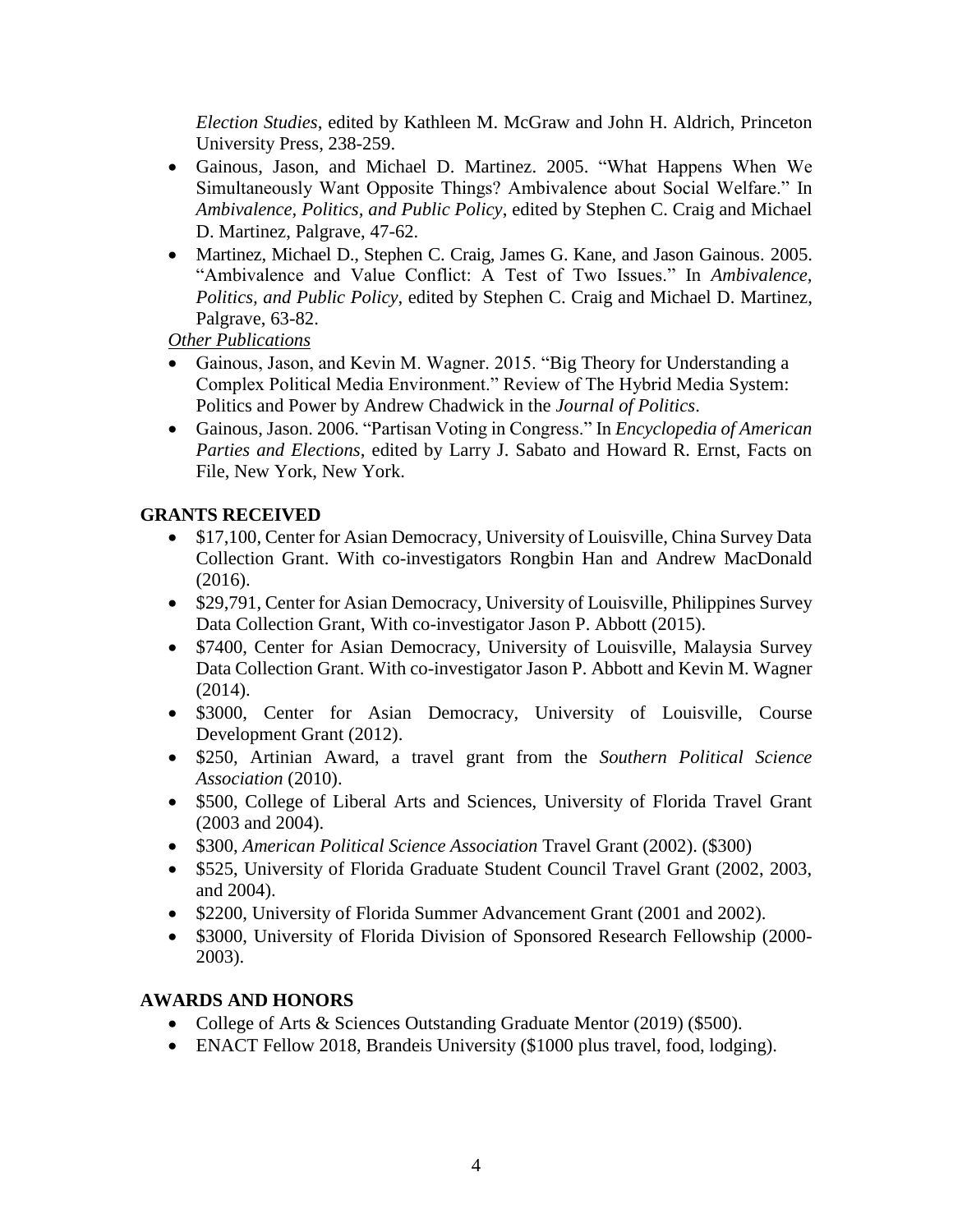*Election Studies*, edited by Kathleen M. McGraw and John H. Aldrich, Princeton University Press, 238-259.

- Gainous, Jason, and Michael D. Martinez. 2005. "What Happens When We Simultaneously Want Opposite Things? Ambivalence about Social Welfare." In *Ambivalence, Politics, and Public Policy*, edited by Stephen C. Craig and Michael D. Martinez, Palgrave, 47-62.
- Martinez, Michael D., Stephen C. Craig, James G. Kane, and Jason Gainous. 2005. "Ambivalence and Value Conflict: A Test of Two Issues." In *Ambivalence, Politics, and Public Policy*, edited by Stephen C. Craig and Michael D. Martinez, Palgrave, 63-82.

*Other Publications*

- Gainous, Jason, and Kevin M. Wagner. 2015. "Big Theory for Understanding a Complex Political Media Environment." Review of The Hybrid Media System: Politics and Power by Andrew Chadwick in the *Journal of Politics*.
- Gainous, Jason. 2006. "Partisan Voting in Congress." In *Encyclopedia of American Parties and Elections*, edited by Larry J. Sabato and Howard R. Ernst, Facts on File, New York, New York.

## GRANTS RECEIVED

- $17,100, Center for Asian Democracy, University of Louisville, China Survey Data Collection Grant. With co-investigators Rongbin Han and Andrew MacDonald (2016).
- $29,791, Center for Asian Democracy, University of Louisville, Philippines Survey Data Collection Grant, With co-investigator Jason P. Abbott (2015).
- $7400, Center for Asian Democracy, University of Louisville, Malaysia Survey Data Collection Grant. With co-investigator Jason P. Abbott and Kevin M. Wagner (2014).
- $3000, Center for Asian Democracy, University of Louisville, Course Development Grant (2012).
- $250, Artinian Award, a travel grant from the *Southern Political Science Association* (2010).
- $500, College of Liberal Arts and Sciences, University of Florida Travel Grant (2003 and 2004).
- $300, *American Political Science Association* Travel Grant (2002). ($300)
- $525, University of Florida Graduate Student Council Travel Grant (2002, 2003, and 2004).
- $2200, University of Florida Summer Advancement Grant (2001 and 2002).
- $3000, University of Florida Division of Sponsored Research Fellowship (2000-2003).

## AWARDS AND HONORS

- College of Arts & Sciences Outstanding Graduate Mentor (2019) ($500).
- ENACT Fellow 2018, Brandeis University ($1000 plus travel, food, lodging).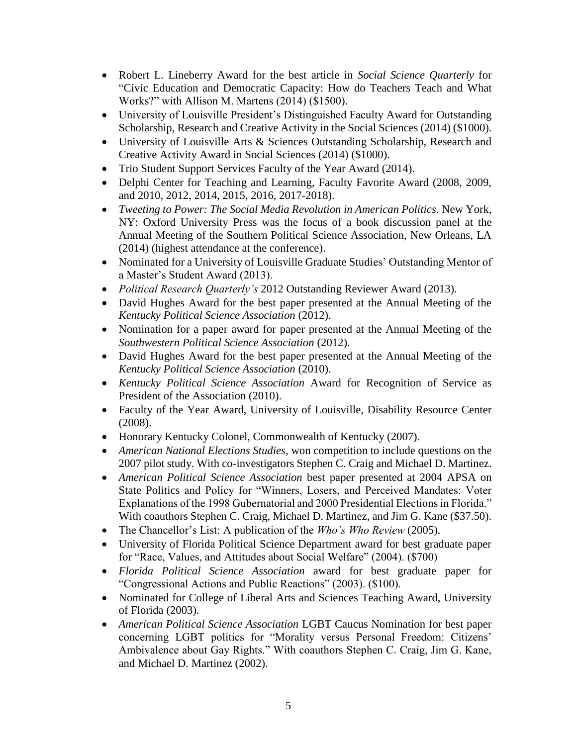- Robert L. Lineberry Award for the best article in *Social Science Quarterly* for "Civic Education and Democratic Capacity: How do Teachers Teach and What Works?" with Allison M. Martens (2014) ($1500).
- University of Louisville President's Distinguished Faculty Award for Outstanding Scholarship, Research and Creative Activity in the Social Sciences (2014) ($1000).
- University of Louisville Arts & Sciences Outstanding Scholarship, Research and Creative Activity Award in Social Sciences (2014) ($1000).
- Trio Student Support Services Faculty of the Year Award (2014).
- Delphi Center for Teaching and Learning, Faculty Favorite Award (2008, 2009, and 2010, 2012, 2014, 2015, 2016, 2017-2018).
- *Tweeting to Power: The Social Media Revolution in American Politics*. New York, NY: Oxford University Press was the focus of a book discussion panel at the Annual Meeting of the Southern Political Science Association, New Orleans, LA (2014) (highest attendance at the conference).
- Nominated for a University of Louisville Graduate Studies' Outstanding Mentor of a Master's Student Award (2013).
- *Political Research Quarterly's* 2012 Outstanding Reviewer Award (2013).
- David Hughes Award for the best paper presented at the Annual Meeting of the *Kentucky Political Science Association* (2012).
- Nomination for a paper award for paper presented at the Annual Meeting of the *Southwestern Political Science Association* (2012).
- David Hughes Award for the best paper presented at the Annual Meeting of the *Kentucky Political Science Association* (2010).
- *Kentucky Political Science Association* Award for Recognition of Service as President of the Association (2010).
- Faculty of the Year Award, University of Louisville, Disability Resource Center (2008).
- Honorary Kentucky Colonel, Commonwealth of Kentucky (2007).
- *American National Elections Studies*, won competition to include questions on the 2007 pilot study. With co-investigators Stephen C. Craig and Michael D. Martinez.
- *American Political Science Association* best paper presented at 2004 APSA on State Politics and Policy for "Winners, Losers, and Perceived Mandates: Voter Explanations of the 1998 Gubernatorial and 2000 Presidential Elections in Florida." With coauthors Stephen C. Craig, Michael D. Martinez, and Jim G. Kane ($37.50).
- The Chancellor's List: A publication of the *Who's Who Review* (2005).
- University of Florida Political Science Department award for best graduate paper for "Race, Values, and Attitudes about Social Welfare" (2004). ($700)
- *Florida Political Science Association* award for best graduate paper for "Congressional Actions and Public Reactions" (2003). ($100).
- Nominated for College of Liberal Arts and Sciences Teaching Award, University of Florida (2003).
- *American Political Science Association* LGBT Caucus Nomination for best paper concerning LGBT politics for "Morality versus Personal Freedom: Citizens' Ambivalence about Gay Rights." With coauthors Stephen C. Craig, Jim G. Kane, and Michael D. Martinez (2002).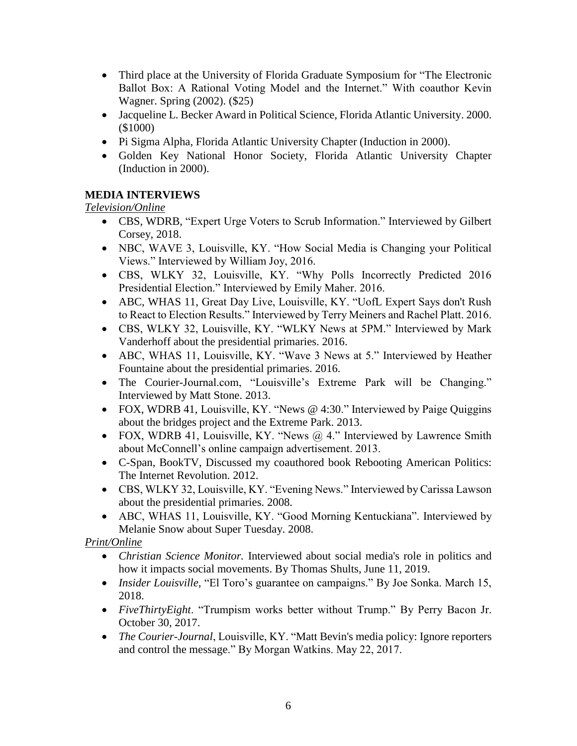- Third place at the University of Florida Graduate Symposium for "The Electronic Ballot Box: A Rational Voting Model and the Internet." With coauthor Kevin Wagner. Spring (2002). ($25)
- Jacqueline L. Becker Award in Political Science, Florida Atlantic University. 2000. ($1000)
- Pi Sigma Alpha, Florida Atlantic University Chapter (Induction in 2000).
- Golden Key National Honor Society, Florida Atlantic University Chapter (Induction in 2000).

## MEDIA INTERVIEWS

*Television/Online*

- CBS, WDRB, "Expert Urge Voters to Scrub Information." Interviewed by Gilbert Corsey, 2018.
- NBC, WAVE 3, Louisville, KY. "How Social Media is Changing your Political Views." Interviewed by William Joy, 2016.
- CBS, WLKY 32, Louisville, KY. "Why Polls Incorrectly Predicted 2016 Presidential Election." Interviewed by Emily Maher. 2016.
- ABC, WHAS 11, Great Day Live, Louisville, KY. "UofL Expert Says don't Rush to React to Election Results." Interviewed by Terry Meiners and Rachel Platt. 2016.
- CBS, WLKY 32, Louisville, KY. "WLKY News at 5PM." Interviewed by Mark Vanderhoff about the presidential primaries. 2016.
- ABC, WHAS 11, Louisville, KY. "Wave 3 News at 5." Interviewed by Heather Fountaine about the presidential primaries. 2016.
- The Courier-Journal.com, "Louisville's Extreme Park will be Changing." Interviewed by Matt Stone. 2013.
- FOX, WDRB 41, Louisville, KY. "News @ 4:30." Interviewed by Paige Quiggins about the bridges project and the Extreme Park. 2013.
- FOX, WDRB 41, Louisville, KY. "News @ 4." Interviewed by Lawrence Smith about McConnell's online campaign advertisement. 2013.
- C-Span, BookTV, Discussed my coauthored book Rebooting American Politics: The Internet Revolution. 2012.
- CBS, WLKY 32, Louisville, KY. "Evening News." Interviewed by Carissa Lawson about the presidential primaries. 2008.
- ABC, WHAS 11, Louisville, KY. "Good Morning Kentuckiana". Interviewed by Melanie Snow about Super Tuesday. 2008.

*Print/Online*

- *Christian Science Monitor.* Interviewed about social media's role in politics and how it impacts social movements. By Thomas Shults, June 11, 2019.
- *Insider Louisville,* "El Toro's guarantee on campaigns." By Joe Sonka. March 15, 2018.
- *FiveThirtyEight*. "Trumpism works better without Trump." By Perry Bacon Jr. October 30, 2017.
- *The Courier-Journal*, Louisville, KY. "Matt Bevin's media policy: Ignore reporters and control the message." By Morgan Watkins. May 22, 2017.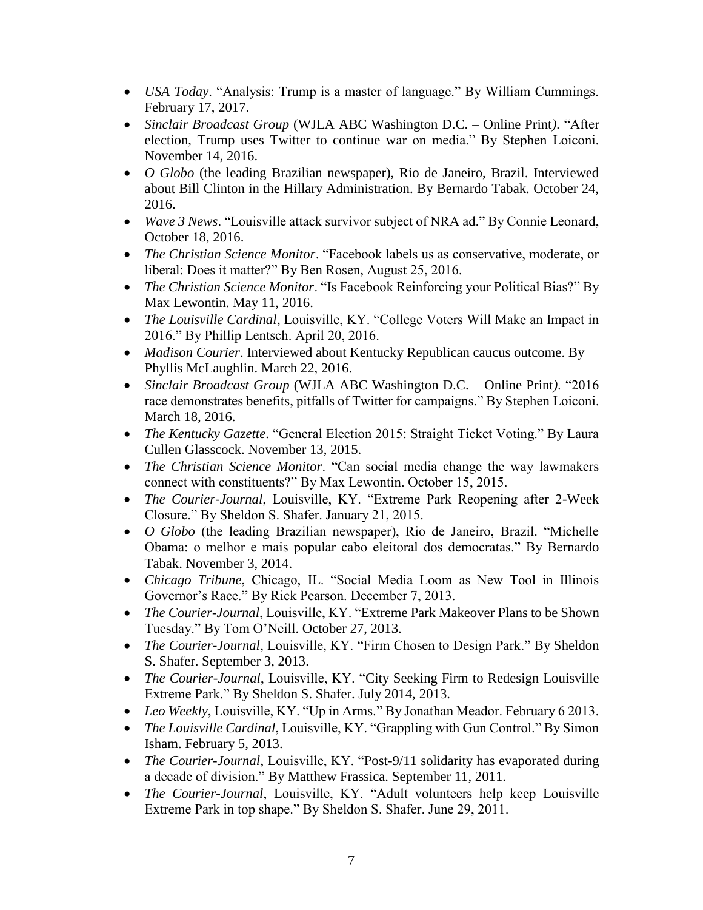- *USA Today*. "Analysis: Trump is a master of language." By William Cummings. February 17, 2017.
- *Sinclair Broadcast Group* (WJLA ABC Washington D.C. – Online Print*)*. "After election, Trump uses Twitter to continue war on media." By Stephen Loiconi. November 14, 2016.
- *O Globo* (the leading Brazilian newspaper), Rio de Janeiro, Brazil. Interviewed about Bill Clinton in the Hillary Administration. By Bernardo Tabak. October 24, 2016.
- *Wave 3 News*. "Louisville attack survivor subject of NRA ad." By Connie Leonard, October 18, 2016.
- *The Christian Science Monitor*. "Facebook labels us as conservative, moderate, or liberal: Does it matter?" By Ben Rosen, August 25, 2016.
- *The Christian Science Monitor*. "Is Facebook Reinforcing your Political Bias?" By Max Lewontin. May 11, 2016.
- *The Louisville Cardinal*, Louisville, KY. "College Voters Will Make an Impact in 2016." By Phillip Lentsch. April 20, 2016.
- *Madison Courier*. Interviewed about Kentucky Republican caucus outcome. By Phyllis McLaughlin. March 22, 2016.
- *Sinclair Broadcast Group* (WJLA ABC Washington D.C. – Online Print*)*. "2016 race demonstrates benefits, pitfalls of Twitter for campaigns." By Stephen Loiconi. March 18, 2016.
- *The Kentucky Gazette*. "General Election 2015: Straight Ticket Voting." By Laura Cullen Glasscock. November 13, 2015.
- *The Christian Science Monitor*. "Can social media change the way lawmakers connect with constituents?" By Max Lewontin. October 15, 2015.
- *The Courier-Journal*, Louisville, KY. "Extreme Park Reopening after 2-Week Closure." By Sheldon S. Shafer. January 21, 2015.
- *O Globo* (the leading Brazilian newspaper), Rio de Janeiro, Brazil. "Michelle Obama: o melhor e mais popular cabo eleitoral dos democratas." By Bernardo Tabak. November 3, 2014.
- *Chicago Tribune*, Chicago, IL. "Social Media Loom as New Tool in Illinois Governor's Race." By Rick Pearson. December 7, 2013.
- *The Courier-Journal*, Louisville, KY. "Extreme Park Makeover Plans to be Shown Tuesday." By Tom O'Neill. October 27, 2013.
- *The Courier-Journal*, Louisville, KY. "Firm Chosen to Design Park." By Sheldon S. Shafer. September 3, 2013.
- *The Courier-Journal*, Louisville, KY. "City Seeking Firm to Redesign Louisville Extreme Park." By Sheldon S. Shafer. July 2014, 2013.
- *Leo Weekly*, Louisville, KY. "Up in Arms." By Jonathan Meador. February 6 2013.
- *The Louisville Cardinal*, Louisville, KY. "Grappling with Gun Control." By Simon Isham. February 5, 2013.
- *The Courier-Journal*, Louisville, KY. "Post-9/11 solidarity has evaporated during a decade of division." By Matthew Frassica. September 11, 2011.
- *The Courier-Journal*, Louisville, KY. "Adult volunteers help keep Louisville Extreme Park in top shape." By Sheldon S. Shafer. June 29, 2011.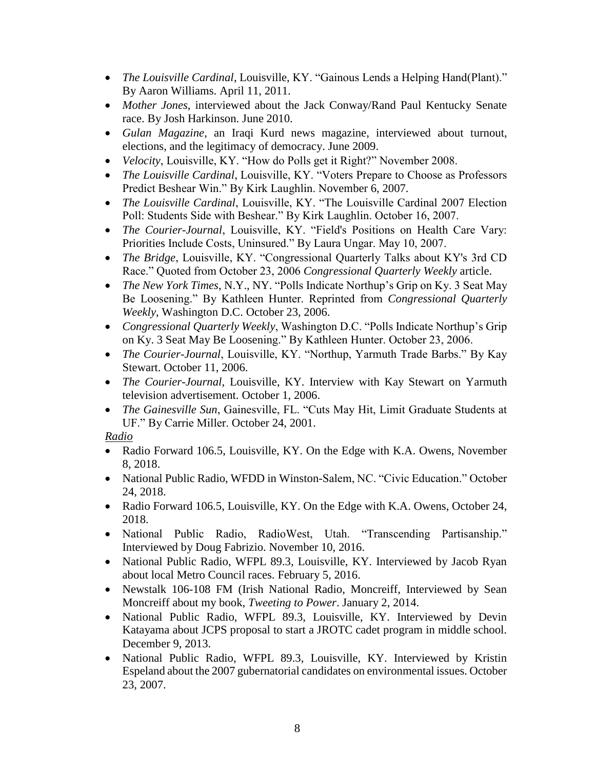- *The Louisville Cardinal*, Louisville, KY. "Gainous Lends a Helping Hand(Plant)." By Aaron Williams. April 11, 2011.
- *Mother Jones*, interviewed about the Jack Conway/Rand Paul Kentucky Senate race. By Josh Harkinson. June 2010.
- *Gulan Magazine*, an Iraqi Kurd news magazine, interviewed about turnout, elections, and the legitimacy of democracy. June 2009.
- *Velocity*, Louisville, KY. "How do Polls get it Right?" November 2008.
- *The Louisville Cardinal*, Louisville, KY. "Voters Prepare to Choose as Professors Predict Beshear Win." By Kirk Laughlin. November 6, 2007.
- *The Louisville Cardinal*, Louisville, KY. "The Louisville Cardinal 2007 Election Poll: Students Side with Beshear." By Kirk Laughlin. October 16, 2007.
- *The Courier-Journal*, Louisville, KY. "Field's Positions on Health Care Vary: Priorities Include Costs, Uninsured." By Laura Ungar. May 10, 2007.
- *The Bridge*, Louisville, KY. "Congressional Quarterly Talks about KY's 3rd CD Race." Quoted from October 23, 2006 *Congressional Quarterly Weekly* article.
- *The New York Times*, N.Y., NY. "Polls Indicate Northup's Grip on Ky. 3 Seat May Be Loosening." By Kathleen Hunter. Reprinted from *Congressional Quarterly Weekly*, Washington D.C. October 23, 2006.
- *Congressional Quarterly Weekly*, Washington D.C. "Polls Indicate Northup's Grip on Ky. 3 Seat May Be Loosening." By Kathleen Hunter. October 23, 2006.
- *The Courier-Journal*, Louisville, KY. "Northup, Yarmuth Trade Barbs." By Kay Stewart. October 11, 2006.
- *The Courier-Journal*, Louisville, KY. Interview with Kay Stewart on Yarmuth television advertisement. October 1, 2006.
- *The Gainesville Sun*, Gainesville, FL. "Cuts May Hit, Limit Graduate Students at UF." By Carrie Miller. October 24, 2001.

<u>*Radio*</u>

- Radio Forward 106.5, Louisville, KY. On the Edge with K.A. Owens, November 8, 2018.
- National Public Radio, WFDD in Winston-Salem, NC. "Civic Education." October 24, 2018.
- Radio Forward 106.5, Louisville, KY. On the Edge with K.A. Owens, October 24, 2018.
- National Public Radio, RadioWest, Utah. "Transcending Partisanship." Interviewed by Doug Fabrizio. November 10, 2016.
- National Public Radio, WFPL 89.3, Louisville, KY. Interviewed by Jacob Ryan about local Metro Council races. February 5, 2016.
- Newstalk 106-108 FM (Irish National Radio, Moncreiff, Interviewed by Sean Moncreiff about my book, *Tweeting to Power*. January 2, 2014.
- National Public Radio, WFPL 89.3, Louisville, KY. Interviewed by Devin Katayama about JCPS proposal to start a JROTC cadet program in middle school. December 9, 2013.
- National Public Radio, WFPL 89.3, Louisville, KY. Interviewed by Kristin Espeland about the 2007 gubernatorial candidates on environmental issues. October 23, 2007.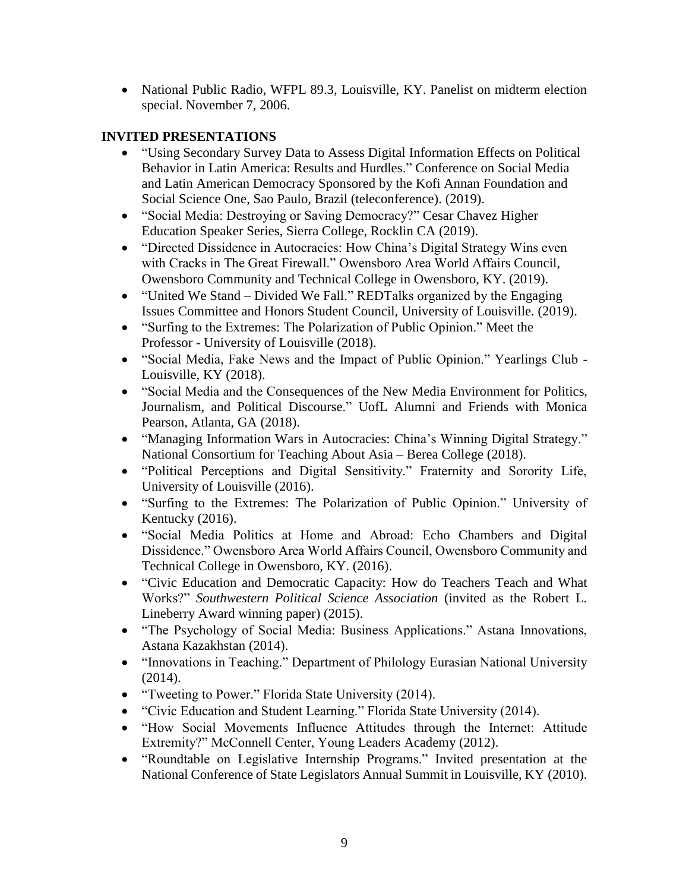- National Public Radio, WFPL 89.3, Louisville, KY. Panelist on midterm election special. November 7, 2006.

**INVITED PRESENTATIONS**

- "Using Secondary Survey Data to Assess Digital Information Effects on Political Behavior in Latin America: Results and Hurdles." Conference on Social Media and Latin American Democracy Sponsored by the Kofi Annan Foundation and Social Science One, Sao Paulo, Brazil (teleconference). (2019).
- "Social Media: Destroying or Saving Democracy?" Cesar Chavez Higher Education Speaker Series, Sierra College, Rocklin CA (2019).
- "Directed Dissidence in Autocracies: How China's Digital Strategy Wins even with Cracks in The Great Firewall." Owensboro Area World Affairs Council, Owensboro Community and Technical College in Owensboro, KY. (2019).
- "United We Stand – Divided We Fall." REDTalks organized by the Engaging Issues Committee and Honors Student Council, University of Louisville. (2019).
- "Surfing to the Extremes: The Polarization of Public Opinion." Meet the Professor - University of Louisville (2018).
- "Social Media, Fake News and the Impact of Public Opinion." Yearlings Club - Louisville, KY (2018).
- "Social Media and the Consequences of the New Media Environment for Politics, Journalism, and Political Discourse." UofL Alumni and Friends with Monica Pearson, Atlanta, GA (2018).
- "Managing Information Wars in Autocracies: China's Winning Digital Strategy." National Consortium for Teaching About Asia – Berea College (2018).
- "Political Perceptions and Digital Sensitivity." Fraternity and Sorority Life, University of Louisville (2016).
- "Surfing to the Extremes: The Polarization of Public Opinion." University of Kentucky (2016).
- "Social Media Politics at Home and Abroad: Echo Chambers and Digital Dissidence." Owensboro Area World Affairs Council, Owensboro Community and Technical College in Owensboro, KY. (2016).
- "Civic Education and Democratic Capacity: How do Teachers Teach and What Works?" *Southwestern Political Science Association* (invited as the Robert L. Lineberry Award winning paper) (2015).
- "The Psychology of Social Media: Business Applications." Astana Innovations, Astana Kazakhstan (2014).
- "Innovations in Teaching." Department of Philology Eurasian National University (2014).
- "Tweeting to Power." Florida State University (2014).
- "Civic Education and Student Learning." Florida State University (2014).
- "How Social Movements Influence Attitudes through the Internet: Attitude Extremity?" McConnell Center, Young Leaders Academy (2012).
- "Roundtable on Legislative Internship Programs." Invited presentation at the National Conference of State Legislators Annual Summit in Louisville, KY (2010).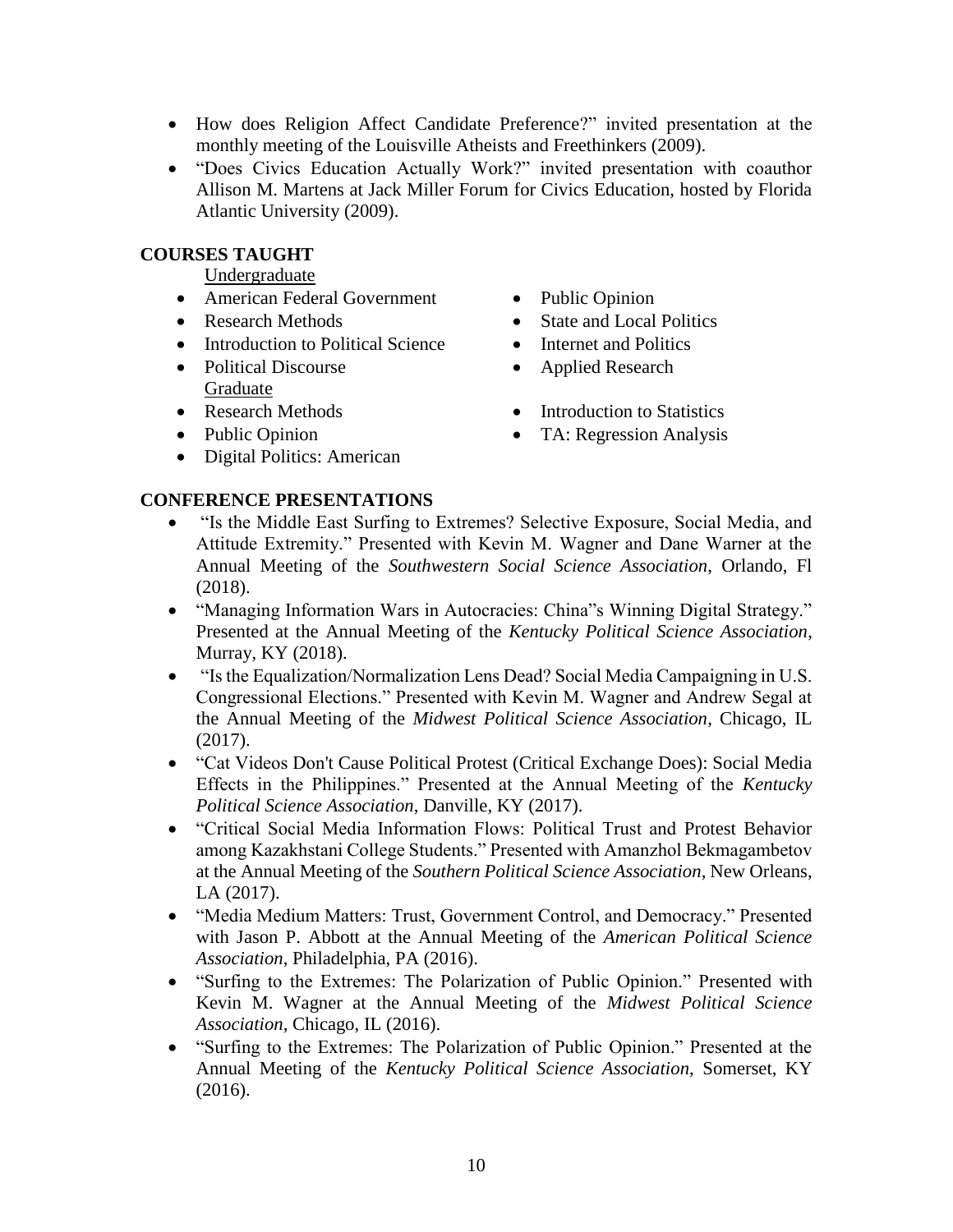- How does Religion Affect Candidate Preference?" invited presentation at the monthly meeting of the Louisville Atheists and Freethinkers (2009).
- "Does Civics Education Actually Work?" invited presentation with coauthor Allison M. Martens at Jack Miller Forum for Civics Education, hosted by Florida Atlantic University (2009).

## COURSES TAUGHT

Undergraduate

- American Federal Government
- Research Methods
- Introduction to Political Science
- Political Discourse
- Public Opinion
- State and Local Politics
- Internet and Politics
- Applied Research

Graduate

- Research Methods
- Public Opinion
- Digital Politics: American
- Introduction to Statistics
- TA: Regression Analysis

## CONFERENCE PRESENTATIONS

- "Is the Middle East Surfing to Extremes? Selective Exposure, Social Media, and Attitude Extremity." Presented with Kevin M. Wagner and Dane Warner at the Annual Meeting of the *Southwestern Social Science Association*, Orlando, Fl (2018).
- "Managing Information Wars in Autocracies: China"s Winning Digital Strategy." Presented at the Annual Meeting of the *Kentucky Political Science Association*, Murray, KY (2018).
- "Is the Equalization/Normalization Lens Dead? Social Media Campaigning in U.S. Congressional Elections." Presented with Kevin M. Wagner and Andrew Segal at the Annual Meeting of the *Midwest Political Science Association*, Chicago, IL (2017).
- "Cat Videos Don't Cause Political Protest (Critical Exchange Does): Social Media Effects in the Philippines." Presented at the Annual Meeting of the *Kentucky Political Science Association*, Danville, KY (2017).
- "Critical Social Media Information Flows: Political Trust and Protest Behavior among Kazakhstani College Students." Presented with Amanzhol Bekmagambetov at the Annual Meeting of the *Southern Political Science Association*, New Orleans, LA (2017).
- "Media Medium Matters: Trust, Government Control, and Democracy." Presented with Jason P. Abbott at the Annual Meeting of the *American Political Science Association*, Philadelphia, PA (2016).
- "Surfing to the Extremes: The Polarization of Public Opinion." Presented with Kevin M. Wagner at the Annual Meeting of the *Midwest Political Science Association*, Chicago, IL (2016).
- "Surfing to the Extremes: The Polarization of Public Opinion." Presented at the Annual Meeting of the *Kentucky Political Science Association*, Somerset, KY (2016).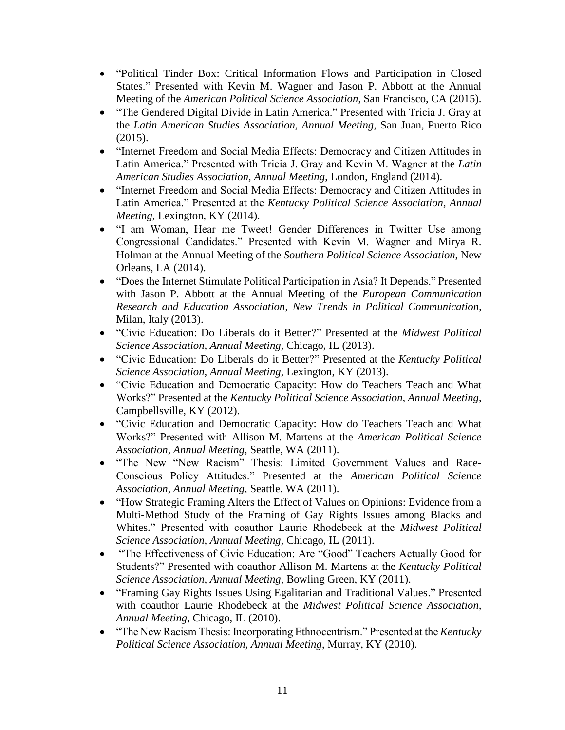- "Political Tinder Box: Critical Information Flows and Participation in Closed States." Presented with Kevin M. Wagner and Jason P. Abbott at the Annual Meeting of the *American Political Science Association*, San Francisco, CA (2015).
- "The Gendered Digital Divide in Latin America." Presented with Tricia J. Gray at the *Latin American Studies Association, Annual Meeting*, San Juan, Puerto Rico (2015).
- "Internet Freedom and Social Media Effects: Democracy and Citizen Attitudes in Latin America." Presented with Tricia J. Gray and Kevin M. Wagner at the *Latin American Studies Association, Annual Meeting*, London, England (2014).
- "Internet Freedom and Social Media Effects: Democracy and Citizen Attitudes in Latin America." Presented at the *Kentucky Political Science Association, Annual Meeting*, Lexington, KY (2014).
- "I am Woman, Hear me Tweet! Gender Differences in Twitter Use among Congressional Candidates." Presented with Kevin M. Wagner and Mirya R. Holman at the Annual Meeting of the *Southern Political Science Association*, New Orleans, LA (2014).
- "Does the Internet Stimulate Political Participation in Asia? It Depends." Presented with Jason P. Abbott at the Annual Meeting of the *European Communication Research and Education Association, New Trends in Political Communication*, Milan, Italy (2013).
- "Civic Education: Do Liberals do it Better?" Presented at the *Midwest Political Science Association, Annual Meeting*, Chicago, IL (2013).
- "Civic Education: Do Liberals do it Better?" Presented at the *Kentucky Political Science Association, Annual Meeting*, Lexington, KY (2013).
- "Civic Education and Democratic Capacity: How do Teachers Teach and What Works?" Presented at the *Kentucky Political Science Association, Annual Meeting*, Campbellsville, KY (2012).
- "Civic Education and Democratic Capacity: How do Teachers Teach and What Works?" Presented with Allison M. Martens at the *American Political Science Association, Annual Meeting*, Seattle, WA (2011).
- "The New "New Racism" Thesis: Limited Government Values and Race-Conscious Policy Attitudes." Presented at the *American Political Science Association, Annual Meeting*, Seattle, WA (2011).
- "How Strategic Framing Alters the Effect of Values on Opinions: Evidence from a Multi-Method Study of the Framing of Gay Rights Issues among Blacks and Whites." Presented with coauthor Laurie Rhodebeck at the *Midwest Political Science Association, Annual Meeting*, Chicago, IL (2011).
- "The Effectiveness of Civic Education: Are "Good" Teachers Actually Good for Students?" Presented with coauthor Allison M. Martens at the *Kentucky Political Science Association, Annual Meeting*, Bowling Green, KY (2011).
- "Framing Gay Rights Issues Using Egalitarian and Traditional Values." Presented with coauthor Laurie Rhodebeck at the *Midwest Political Science Association, Annual Meeting*, Chicago, IL (2010).
- "The New Racism Thesis: Incorporating Ethnocentrism." Presented at the *Kentucky Political Science Association, Annual Meeting*, Murray, KY (2010).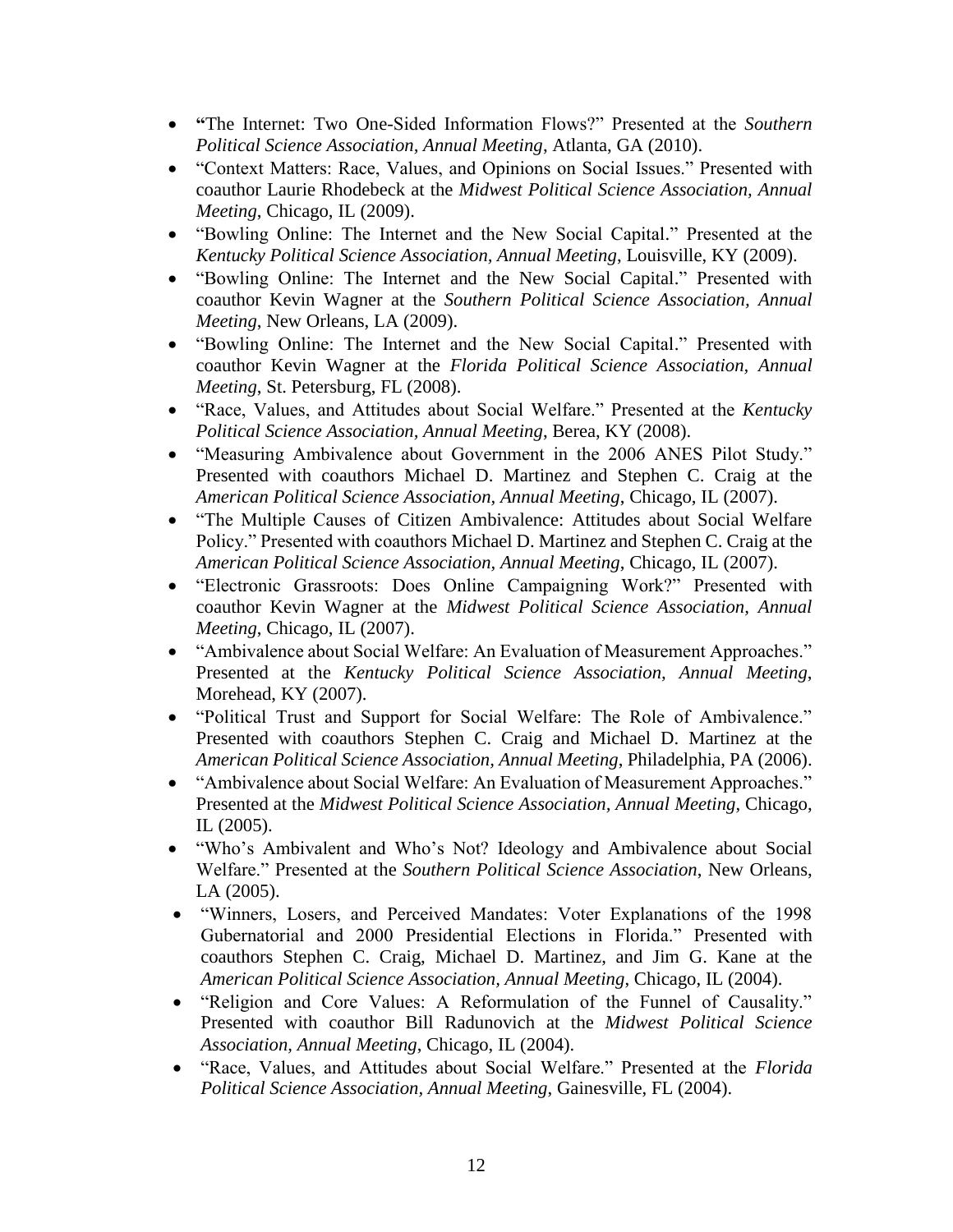- "The Internet: Two One-Sided Information Flows?" Presented at the *Southern Political Science Association, Annual Meeting*, Atlanta, GA (2010).
- "Context Matters: Race, Values, and Opinions on Social Issues." Presented with coauthor Laurie Rhodebeck at the *Midwest Political Science Association, Annual Meeting*, Chicago, IL (2009).
- "Bowling Online: The Internet and the New Social Capital." Presented at the *Kentucky Political Science Association, Annual Meeting*, Louisville, KY (2009).
- "Bowling Online: The Internet and the New Social Capital." Presented with coauthor Kevin Wagner at the *Southern Political Science Association, Annual Meeting*, New Orleans, LA (2009).
- "Bowling Online: The Internet and the New Social Capital." Presented with coauthor Kevin Wagner at the *Florida Political Science Association, Annual Meeting*, St. Petersburg, FL (2008).
- "Race, Values, and Attitudes about Social Welfare." Presented at the *Kentucky Political Science Association, Annual Meeting*, Berea, KY (2008).
- "Measuring Ambivalence about Government in the 2006 ANES Pilot Study." Presented with coauthors Michael D. Martinez and Stephen C. Craig at the *American Political Science Association, Annual Meeting*, Chicago, IL (2007).
- "The Multiple Causes of Citizen Ambivalence: Attitudes about Social Welfare Policy." Presented with coauthors Michael D. Martinez and Stephen C. Craig at the *American Political Science Association, Annual Meeting*, Chicago, IL (2007).
- "Electronic Grassroots: Does Online Campaigning Work?" Presented with coauthor Kevin Wagner at the *Midwest Political Science Association, Annual Meeting*, Chicago, IL (2007).
- "Ambivalence about Social Welfare: An Evaluation of Measurement Approaches." Presented at the *Kentucky Political Science Association, Annual Meeting*, Morehead, KY (2007).
- "Political Trust and Support for Social Welfare: The Role of Ambivalence." Presented with coauthors Stephen C. Craig and Michael D. Martinez at the *American Political Science Association, Annual Meeting*, Philadelphia, PA (2006).
- "Ambivalence about Social Welfare: An Evaluation of Measurement Approaches." Presented at the *Midwest Political Science Association, Annual Meeting*, Chicago, IL (2005).
- "Who's Ambivalent and Who's Not? Ideology and Ambivalence about Social Welfare." Presented at the *Southern Political Science Association*, New Orleans, LA (2005).
- "Winners, Losers, and Perceived Mandates: Voter Explanations of the 1998 Gubernatorial and 2000 Presidential Elections in Florida." Presented with coauthors Stephen C. Craig, Michael D. Martinez, and Jim G. Kane at the *American Political Science Association, Annual Meeting*, Chicago, IL (2004).
- "Religion and Core Values: A Reformulation of the Funnel of Causality." Presented with coauthor Bill Radunovich at the *Midwest Political Science Association, Annual Meeting*, Chicago, IL (2004).
- "Race, Values, and Attitudes about Social Welfare." Presented at the *Florida Political Science Association, Annual Meeting*, Gainesville, FL (2004).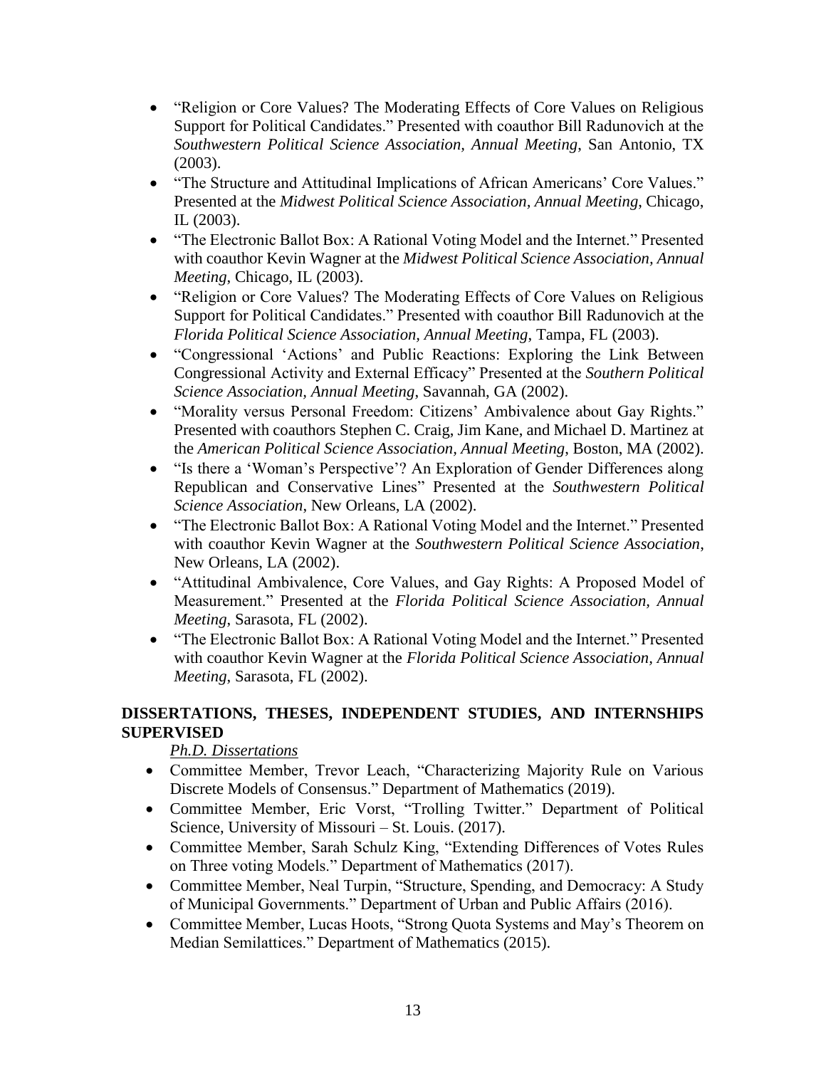- "Religion or Core Values? The Moderating Effects of Core Values on Religious Support for Political Candidates." Presented with coauthor Bill Radunovich at the *Southwestern Political Science Association, Annual Meeting*, San Antonio, TX (2003).
- "The Structure and Attitudinal Implications of African Americans' Core Values." Presented at the *Midwest Political Science Association, Annual Meeting*, Chicago, IL (2003).
- "The Electronic Ballot Box: A Rational Voting Model and the Internet." Presented with coauthor Kevin Wagner at the *Midwest Political Science Association, Annual Meeting*, Chicago, IL (2003).
- "Religion or Core Values? The Moderating Effects of Core Values on Religious Support for Political Candidates." Presented with coauthor Bill Radunovich at the *Florida Political Science Association, Annual Meeting*, Tampa, FL (2003).
- "Congressional 'Actions' and Public Reactions: Exploring the Link Between Congressional Activity and External Efficacy" Presented at the *Southern Political Science Association, Annual Meeting*, Savannah, GA (2002).
- "Morality versus Personal Freedom: Citizens' Ambivalence about Gay Rights." Presented with coauthors Stephen C. Craig, Jim Kane, and Michael D. Martinez at the *American Political Science Association, Annual Meeting*, Boston, MA (2002).
- "Is there a 'Woman's Perspective'? An Exploration of Gender Differences along Republican and Conservative Lines" Presented at the *Southwestern Political Science Association*, New Orleans, LA (2002).
- "The Electronic Ballot Box: A Rational Voting Model and the Internet." Presented with coauthor Kevin Wagner at the *Southwestern Political Science Association*, New Orleans, LA (2002).
- "Attitudinal Ambivalence, Core Values, and Gay Rights: A Proposed Model of Measurement." Presented at the *Florida Political Science Association, Annual Meeting*, Sarasota, FL (2002).
- "The Electronic Ballot Box: A Rational Voting Model and the Internet." Presented with coauthor Kevin Wagner at the *Florida Political Science Association, Annual Meeting*, Sarasota, FL (2002).

## DISSERTATIONS, THESES, INDEPENDENT STUDIES, AND INTERNSHIPS SUPERVISED

*Ph.D. Dissertations*

- Committee Member, Trevor Leach, "Characterizing Majority Rule on Various Discrete Models of Consensus." Department of Mathematics (2019).
- Committee Member, Eric Vorst, "Trolling Twitter." Department of Political Science, University of Missouri – St. Louis. (2017).
- Committee Member, Sarah Schulz King, "Extending Differences of Votes Rules on Three voting Models." Department of Mathematics (2017).
- Committee Member, Neal Turpin, "Structure, Spending, and Democracy: A Study of Municipal Governments." Department of Urban and Public Affairs (2016).
- Committee Member, Lucas Hoots, "Strong Quota Systems and May's Theorem on Median Semilattices." Department of Mathematics (2015).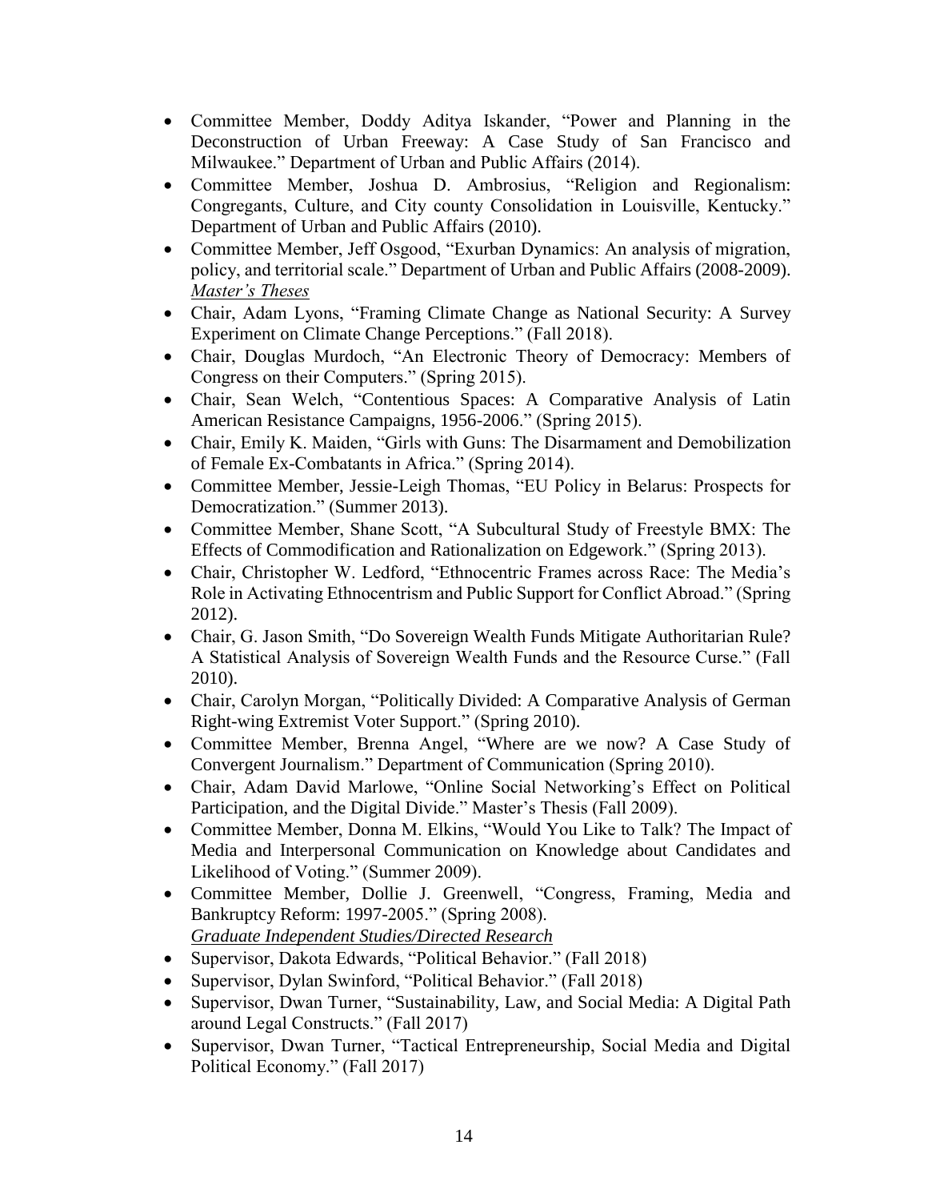- Committee Member, Doddy Aditya Iskander, "Power and Planning in the Deconstruction of Urban Freeway: A Case Study of San Francisco and Milwaukee." Department of Urban and Public Affairs (2014).
- Committee Member, Joshua D. Ambrosius, "Religion and Regionalism: Congregants, Culture, and City county Consolidation in Louisville, Kentucky." Department of Urban and Public Affairs (2010).
- Committee Member, Jeff Osgood, "Exurban Dynamics: An analysis of migration, policy, and territorial scale." Department of Urban and Public Affairs (2008-2009).

*Master's Theses*

- Chair, Adam Lyons, "Framing Climate Change as National Security: A Survey Experiment on Climate Change Perceptions." (Fall 2018).
- Chair, Douglas Murdoch, "An Electronic Theory of Democracy: Members of Congress on their Computers." (Spring 2015).
- Chair, Sean Welch, "Contentious Spaces: A Comparative Analysis of Latin American Resistance Campaigns, 1956-2006." (Spring 2015).
- Chair, Emily K. Maiden, "Girls with Guns: The Disarmament and Demobilization of Female Ex-Combatants in Africa." (Spring 2014).
- Committee Member, Jessie-Leigh Thomas, "EU Policy in Belarus: Prospects for Democratization." (Summer 2013).
- Committee Member, Shane Scott, "A Subcultural Study of Freestyle BMX: The Effects of Commodification and Rationalization on Edgework." (Spring 2013).
- Chair, Christopher W. Ledford, "Ethnocentric Frames across Race: The Media's Role in Activating Ethnocentrism and Public Support for Conflict Abroad." (Spring 2012).
- Chair, G. Jason Smith, "Do Sovereign Wealth Funds Mitigate Authoritarian Rule? A Statistical Analysis of Sovereign Wealth Funds and the Resource Curse." (Fall 2010).
- Chair, Carolyn Morgan, "Politically Divided: A Comparative Analysis of German Right-wing Extremist Voter Support." (Spring 2010).
- Committee Member, Brenna Angel, "Where are we now? A Case Study of Convergent Journalism." Department of Communication (Spring 2010).
- Chair, Adam David Marlowe, "Online Social Networking's Effect on Political Participation, and the Digital Divide." Master's Thesis (Fall 2009).
- Committee Member, Donna M. Elkins, "Would You Like to Talk? The Impact of Media and Interpersonal Communication on Knowledge about Candidates and Likelihood of Voting." (Summer 2009).
- Committee Member, Dollie J. Greenwell, "Congress, Framing, Media and Bankruptcy Reform: 1997-2005." (Spring 2008).

*Graduate Independent Studies/Directed Research*

- Supervisor, Dakota Edwards, "Political Behavior." (Fall 2018)
- Supervisor, Dylan Swinford, "Political Behavior." (Fall 2018)
- Supervisor, Dwan Turner, "Sustainability, Law, and Social Media: A Digital Path around Legal Constructs." (Fall 2017)
- Supervisor, Dwan Turner, "Tactical Entrepreneurship, Social Media and Digital Political Economy." (Fall 2017)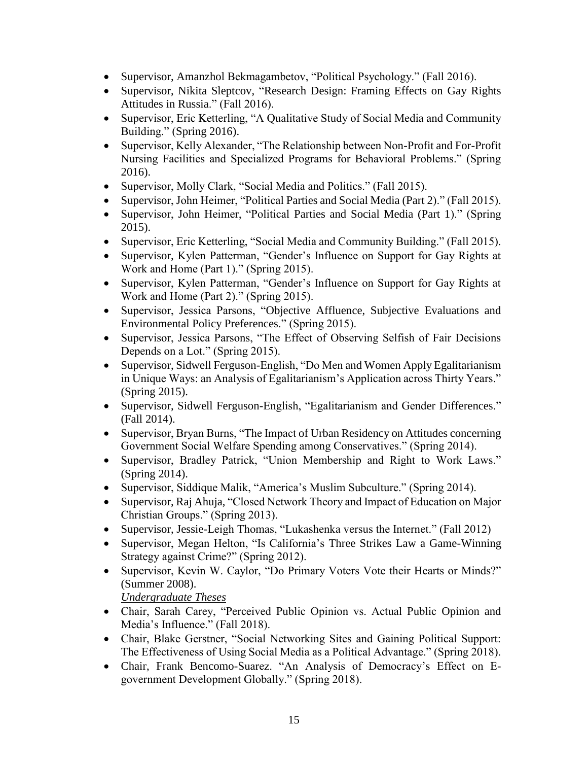- Supervisor, Amanzhol Bekmagambetov, "Political Psychology." (Fall 2016).
- Supervisor, Nikita Sleptcov, "Research Design: Framing Effects on Gay Rights Attitudes in Russia." (Fall 2016).
- Supervisor, Eric Ketterling, "A Qualitative Study of Social Media and Community Building." (Spring 2016).
- Supervisor, Kelly Alexander, "The Relationship between Non-Profit and For-Profit Nursing Facilities and Specialized Programs for Behavioral Problems." (Spring 2016).
- Supervisor, Molly Clark, "Social Media and Politics." (Fall 2015).
- Supervisor, John Heimer, "Political Parties and Social Media (Part 2)." (Fall 2015).
- Supervisor, John Heimer, "Political Parties and Social Media (Part 1)." (Spring 2015).
- Supervisor, Eric Ketterling, "Social Media and Community Building." (Fall 2015).
- Supervisor, Kylen Patterman, "Gender's Influence on Support for Gay Rights at Work and Home (Part 1)." (Spring 2015).
- Supervisor, Kylen Patterman, "Gender's Influence on Support for Gay Rights at Work and Home (Part 2)." (Spring 2015).
- Supervisor, Jessica Parsons, "Objective Affluence, Subjective Evaluations and Environmental Policy Preferences." (Spring 2015).
- Supervisor, Jessica Parsons, "The Effect of Observing Selfish of Fair Decisions Depends on a Lot." (Spring 2015).
- Supervisor, Sidwell Ferguson-English, "Do Men and Women Apply Egalitarianism in Unique Ways: an Analysis of Egalitarianism's Application across Thirty Years." (Spring 2015).
- Supervisor, Sidwell Ferguson-English, "Egalitarianism and Gender Differences." (Fall 2014).
- Supervisor, Bryan Burns, "The Impact of Urban Residency on Attitudes concerning Government Social Welfare Spending among Conservatives." (Spring 2014).
- Supervisor, Bradley Patrick, "Union Membership and Right to Work Laws." (Spring 2014).
- Supervisor, Siddique Malik, "America's Muslim Subculture." (Spring 2014).
- Supervisor, Raj Ahuja, "Closed Network Theory and Impact of Education on Major Christian Groups." (Spring 2013).
- Supervisor, Jessie-Leigh Thomas, "Lukashenka versus the Internet." (Fall 2012)
- Supervisor, Megan Helton, "Is California's Three Strikes Law a Game-Winning Strategy against Crime?" (Spring 2012).
- Supervisor, Kevin W. Caylor, "Do Primary Voters Vote their Hearts or Minds?" (Summer 2008).

*Undergraduate Theses*

- Chair, Sarah Carey, "Perceived Public Opinion vs. Actual Public Opinion and Media's Influence." (Fall 2018).
- Chair, Blake Gerstner, "Social Networking Sites and Gaining Political Support: The Effectiveness of Using Social Media as a Political Advantage." (Spring 2018).
- Chair, Frank Bencomo-Suarez. "An Analysis of Democracy's Effect on E-government Development Globally." (Spring 2018).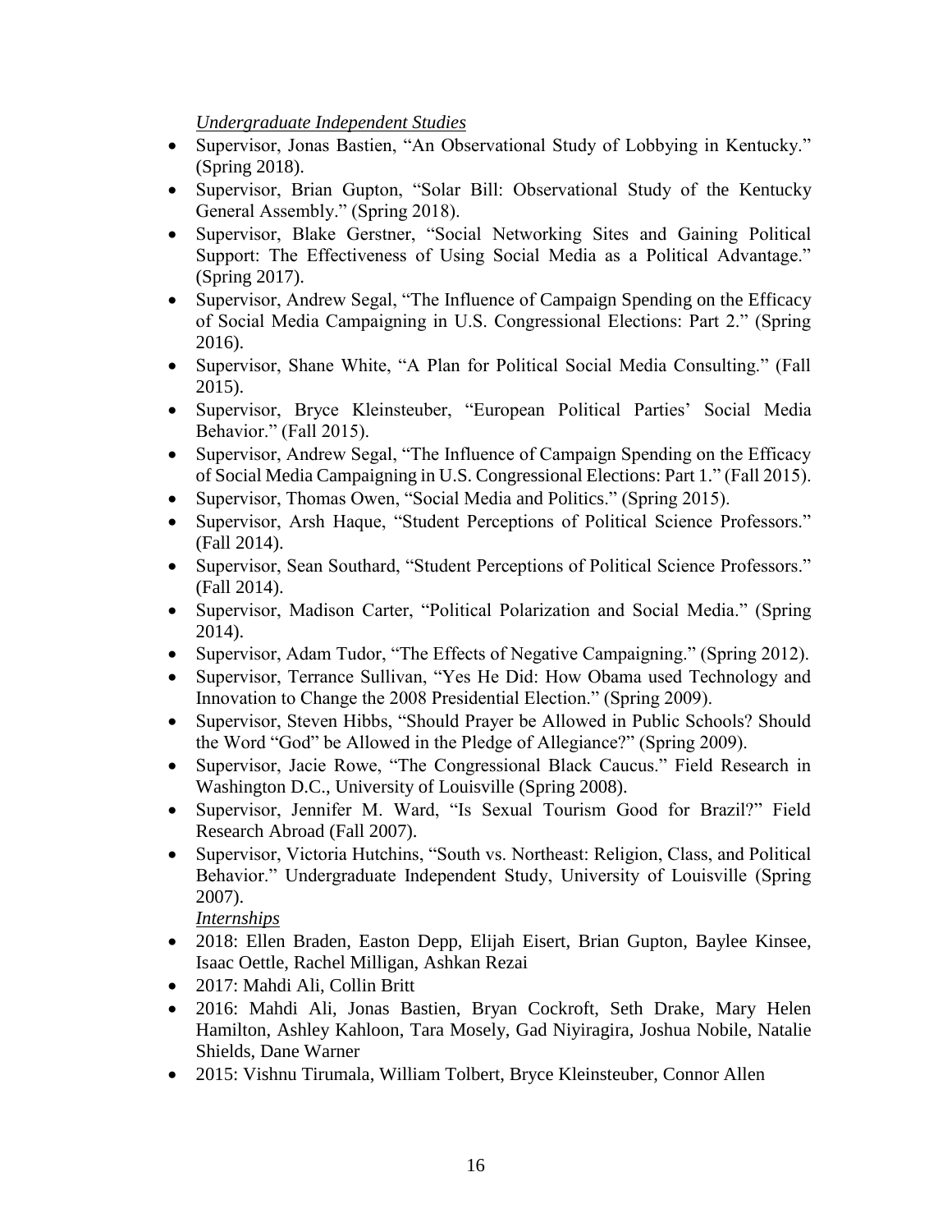*Undergraduate Independent Studies*

- Supervisor, Jonas Bastien, "An Observational Study of Lobbying in Kentucky." (Spring 2018).
- Supervisor, Brian Gupton, "Solar Bill: Observational Study of the Kentucky General Assembly." (Spring 2018).
- Supervisor, Blake Gerstner, "Social Networking Sites and Gaining Political Support: The Effectiveness of Using Social Media as a Political Advantage." (Spring 2017).
- Supervisor, Andrew Segal, "The Influence of Campaign Spending on the Efficacy of Social Media Campaigning in U.S. Congressional Elections: Part 2." (Spring 2016).
- Supervisor, Shane White, "A Plan for Political Social Media Consulting." (Fall 2015).
- Supervisor, Bryce Kleinsteuber, "European Political Parties' Social Media Behavior." (Fall 2015).
- Supervisor, Andrew Segal, "The Influence of Campaign Spending on the Efficacy of Social Media Campaigning in U.S. Congressional Elections: Part 1." (Fall 2015).
- Supervisor, Thomas Owen, "Social Media and Politics." (Spring 2015).
- Supervisor, Arsh Haque, "Student Perceptions of Political Science Professors." (Fall 2014).
- Supervisor, Sean Southard, "Student Perceptions of Political Science Professors." (Fall 2014).
- Supervisor, Madison Carter, "Political Polarization and Social Media." (Spring 2014).
- Supervisor, Adam Tudor, "The Effects of Negative Campaigning." (Spring 2012).
- Supervisor, Terrance Sullivan, "Yes He Did: How Obama used Technology and Innovation to Change the 2008 Presidential Election." (Spring 2009).
- Supervisor, Steven Hibbs, "Should Prayer be Allowed in Public Schools? Should the Word "God" be Allowed in the Pledge of Allegiance?" (Spring 2009).
- Supervisor, Jacie Rowe, "The Congressional Black Caucus." Field Research in Washington D.C., University of Louisville (Spring 2008).
- Supervisor, Jennifer M. Ward, "Is Sexual Tourism Good for Brazil?" Field Research Abroad (Fall 2007).
- Supervisor, Victoria Hutchins, "South vs. Northeast: Religion, Class, and Political Behavior." Undergraduate Independent Study, University of Louisville (Spring 2007).

*Internships*

- 2018: Ellen Braden, Easton Depp, Elijah Eisert, Brian Gupton, Baylee Kinsee, Isaac Oettle, Rachel Milligan, Ashkan Rezai
- 2017: Mahdi Ali, Collin Britt
- 2016: Mahdi Ali, Jonas Bastien, Bryan Cockroft, Seth Drake, Mary Helen Hamilton, Ashley Kahloon, Tara Mosely, Gad Niyiragira, Joshua Nobile, Natalie Shields, Dane Warner
- 2015: Vishnu Tirumala, William Tolbert, Bryce Kleinsteuber, Connor Allen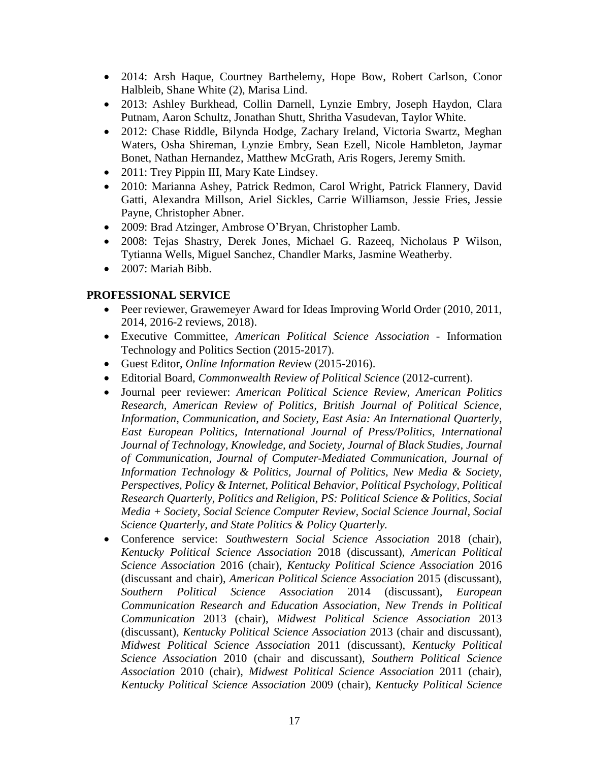- 2014: Arsh Haque, Courtney Barthelemy, Hope Bow, Robert Carlson, Conor Halbleib, Shane White (2), Marisa Lind.
- 2013: Ashley Burkhead, Collin Darnell, Lynzie Embry, Joseph Haydon, Clara Putnam, Aaron Schultz, Jonathan Shutt, Shritha Vasudevan, Taylor White.
- 2012: Chase Riddle, Bilynda Hodge, Zachary Ireland, Victoria Swartz, Meghan Waters, Osha Shireman, Lynzie Embry, Sean Ezell, Nicole Hambleton, Jaymar Bonet, Nathan Hernandez, Matthew McGrath, Aris Rogers, Jeremy Smith.
- 2011: Trey Pippin III, Mary Kate Lindsey.
- 2010: Marianna Ashey, Patrick Redmon, Carol Wright, Patrick Flannery, David Gatti, Alexandra Millson, Ariel Sickles, Carrie Williamson, Jessie Fries, Jessie Payne, Christopher Abner.
- 2009: Brad Atzinger, Ambrose O'Bryan, Christopher Lamb.
- 2008: Tejas Shastry, Derek Jones, Michael G. Razeeq, Nicholaus P Wilson, Tytianna Wells, Miguel Sanchez, Chandler Marks, Jasmine Weatherby.
- 2007: Mariah Bibb.

**PROFESSIONAL SERVICE**

- Peer reviewer, Grawemeyer Award for Ideas Improving World Order (2010, 2011, 2014, 2016-2 reviews, 2018).
- Executive Committee, *American Political Science Association* - Information Technology and Politics Section (2015-2017).
- Guest Editor, *Online Information Revi*ew (2015-2016).
- Editorial Board, *Commonwealth Review of Political Science* (2012-current).
- Journal peer reviewer: *American Political Science Review, American Politics Research, American Review of Politics, British Journal of Political Science, Information, Communication, and Society, East Asia: An International Quarterly, East European Politics, International Journal of Press/Politics, International Journal of Technology, Knowledge, and Society, Journal of Black Studies, Journal of Communication, Journal of Computer-Mediated Communication, Journal of Information Technology & Politics, Journal of Politics, New Media & Society, Perspectives, Policy & Internet, Political Behavior, Political Psychology, Political Research Quarterly, Politics and Religion, PS: Political Science & Politics, Social Media + Society, Social Science Computer Review, Social Science Journal, Social Science Quarterly, and State Politics & Policy Quarterly.*
- Conference service: *Southwestern Social Science Association* 2018 (chair), *Kentucky Political Science Association* 2018 (discussant), *American Political Science Association* 2016 (chair), *Kentucky Political Science Association* 2016 (discussant and chair), *American Political Science Association* 2015 (discussant), *Southern Political Science Association* 2014 (discussant), *European Communication Research and Education Association*, *New Trends in Political Communication* 2013 (chair), *Midwest Political Science Association* 2013 (discussant), *Kentucky Political Science Association* 2013 (chair and discussant), *Midwest Political Science Association* 2011 (discussant), *Kentucky Political Science Association* 2010 (chair and discussant), *Southern Political Science Association* 2010 (chair), *Midwest Political Science Association* 2011 (chair), *Kentucky Political Science Association* 2009 (chair), *Kentucky Political Science*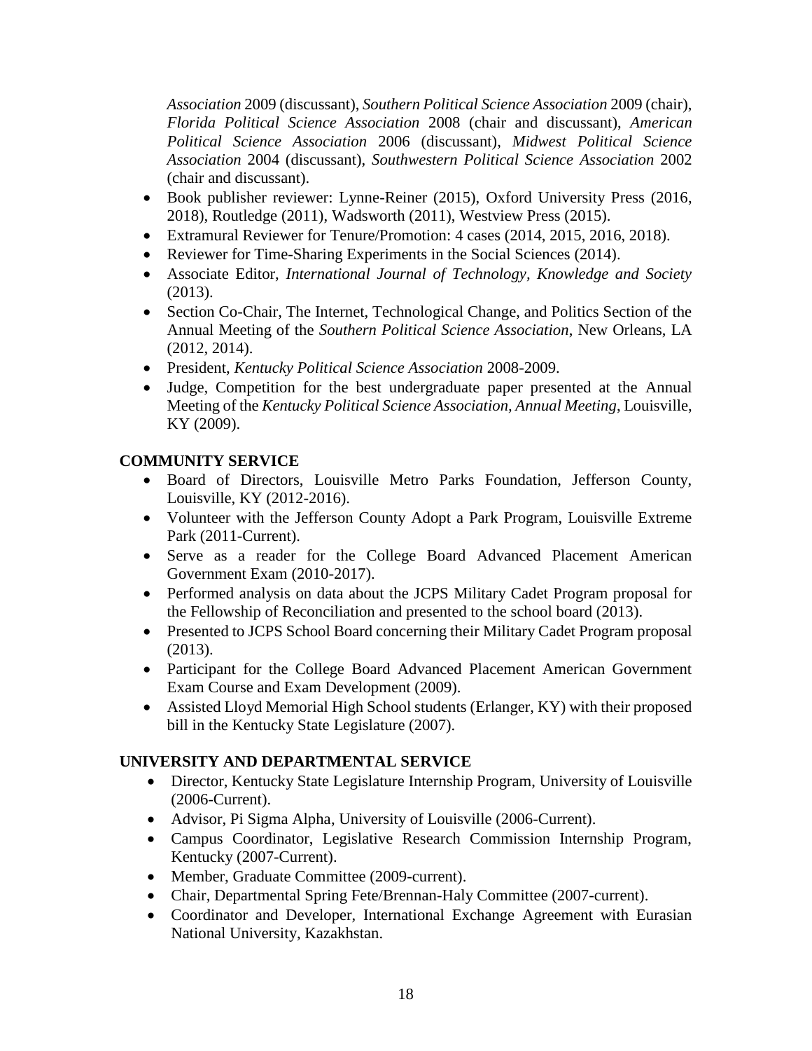*Association* 2009 (discussant), *Southern Political Science Association* 2009 (chair), *Florida Political Science Association* 2008 (chair and discussant), *American Political Science Association* 2006 (discussant), *Midwest Political Science Association* 2004 (discussant), *Southwestern Political Science Association* 2002 (chair and discussant).

- Book publisher reviewer: Lynne-Reiner (2015), Oxford University Press (2016, 2018), Routledge (2011), Wadsworth (2011), Westview Press (2015).
- Extramural Reviewer for Tenure/Promotion: 4 cases (2014, 2015, 2016, 2018).
- Reviewer for Time-Sharing Experiments in the Social Sciences (2014).
- Associate Editor, *International Journal of Technology, Knowledge and Society* (2013).
- Section Co-Chair, The Internet, Technological Change, and Politics Section of the Annual Meeting of the *Southern Political Science Association*, New Orleans, LA (2012, 2014).
- President, *Kentucky Political Science Association* 2008-2009.
- Judge, Competition for the best undergraduate paper presented at the Annual Meeting of the *Kentucky Political Science Association, Annual Meeting*, Louisville, KY (2009).

## COMMUNITY SERVICE

- Board of Directors, Louisville Metro Parks Foundation, Jefferson County, Louisville, KY (2012-2016).
- Volunteer with the Jefferson County Adopt a Park Program, Louisville Extreme Park (2011-Current).
- Serve as a reader for the College Board Advanced Placement American Government Exam (2010-2017).
- Performed analysis on data about the JCPS Military Cadet Program proposal for the Fellowship of Reconciliation and presented to the school board (2013).
- Presented to JCPS School Board concerning their Military Cadet Program proposal (2013).
- Participant for the College Board Advanced Placement American Government Exam Course and Exam Development (2009).
- Assisted Lloyd Memorial High School students (Erlanger, KY) with their proposed bill in the Kentucky State Legislature (2007).

## UNIVERSITY AND DEPARTMENTAL SERVICE

- Director, Kentucky State Legislature Internship Program, University of Louisville (2006-Current).
- Advisor, Pi Sigma Alpha, University of Louisville (2006-Current).
- Campus Coordinator, Legislative Research Commission Internship Program, Kentucky (2007-Current).
- Member, Graduate Committee (2009-current).
- Chair, Departmental Spring Fete/Brennan-Haly Committee (2007-current).
- Coordinator and Developer, International Exchange Agreement with Eurasian National University, Kazakhstan.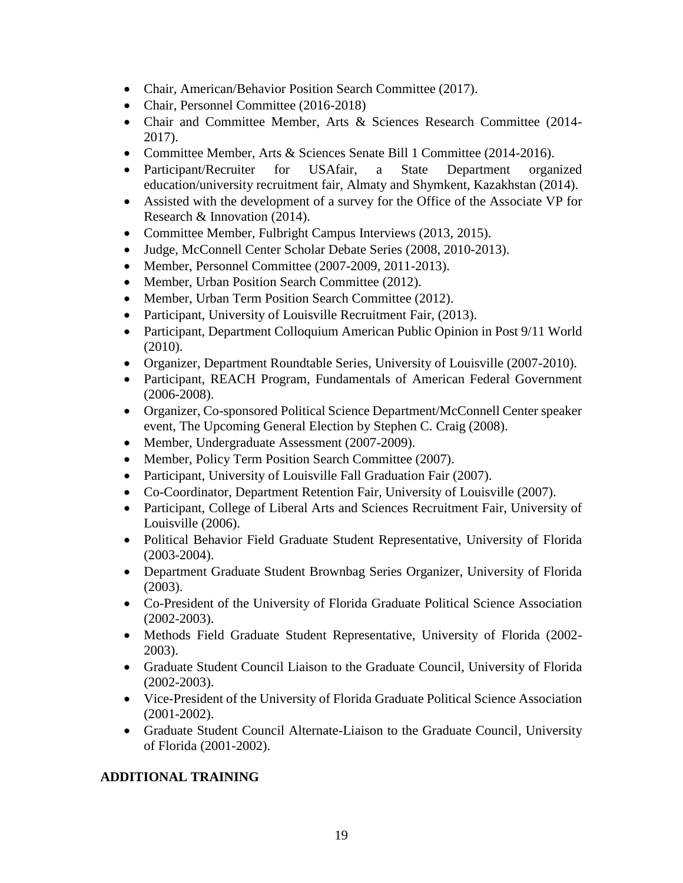- Chair, American/Behavior Position Search Committee (2017).
- Chair, Personnel Committee (2016-2018)
- Chair and Committee Member, Arts & Sciences Research Committee (2014-2017).
- Committee Member, Arts & Sciences Senate Bill 1 Committee (2014-2016).
- Participant/Recruiter for USAfair, a State Department organized education/university recruitment fair, Almaty and Shymkent, Kazakhstan (2014).
- Assisted with the development of a survey for the Office of the Associate VP for Research & Innovation (2014).
- Committee Member, Fulbright Campus Interviews (2013, 2015).
- Judge, McConnell Center Scholar Debate Series (2008, 2010-2013).
- Member, Personnel Committee (2007-2009, 2011-2013).
- Member, Urban Position Search Committee (2012).
- Member, Urban Term Position Search Committee (2012).
- Participant, University of Louisville Recruitment Fair, (2013).
- Participant, Department Colloquium American Public Opinion in Post 9/11 World (2010).
- Organizer, Department Roundtable Series, University of Louisville (2007-2010).
- Participant, REACH Program, Fundamentals of American Federal Government (2006-2008).
- Organizer, Co-sponsored Political Science Department/McConnell Center speaker event, The Upcoming General Election by Stephen C. Craig (2008).
- Member, Undergraduate Assessment (2007-2009).
- Member, Policy Term Position Search Committee (2007).
- Participant, University of Louisville Fall Graduation Fair (2007).
- Co-Coordinator, Department Retention Fair, University of Louisville (2007).
- Participant, College of Liberal Arts and Sciences Recruitment Fair, University of Louisville (2006).
- Political Behavior Field Graduate Student Representative, University of Florida (2003-2004).
- Department Graduate Student Brownbag Series Organizer, University of Florida (2003).
- Co-President of the University of Florida Graduate Political Science Association (2002-2003).
- Methods Field Graduate Student Representative, University of Florida (2002-2003).
- Graduate Student Council Liaison to the Graduate Council, University of Florida (2002-2003).
- Vice-President of the University of Florida Graduate Political Science Association (2001-2002).
- Graduate Student Council Alternate-Liaison to the Graduate Council, University of Florida (2001-2002).

## ADDITIONAL TRAINING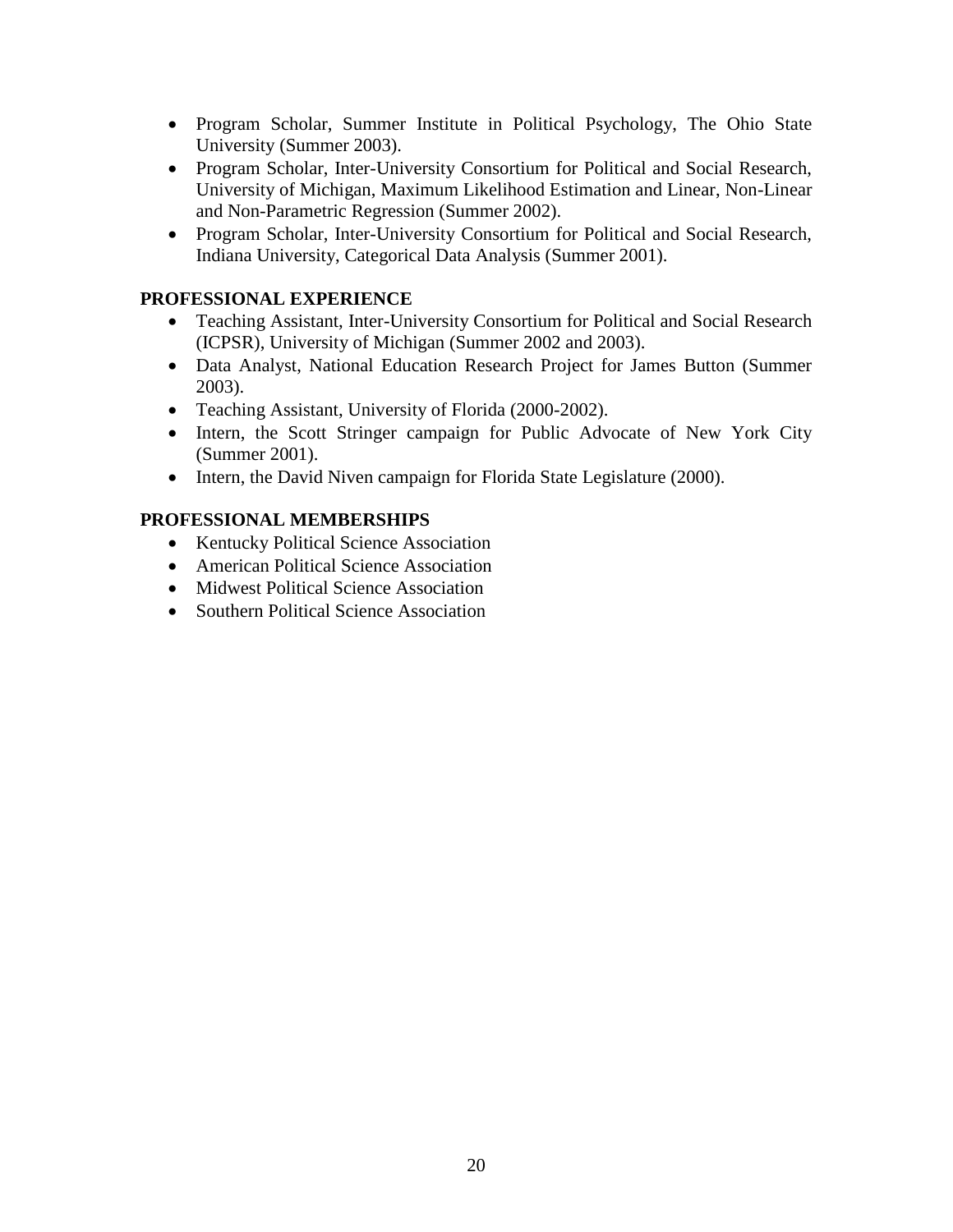- Program Scholar, Summer Institute in Political Psychology, The Ohio State University (Summer 2003).
- Program Scholar, Inter-University Consortium for Political and Social Research, University of Michigan, Maximum Likelihood Estimation and Linear, Non-Linear and Non-Parametric Regression (Summer 2002).
- Program Scholar, Inter-University Consortium for Political and Social Research, Indiana University, Categorical Data Analysis (Summer 2001).

## PROFESSIONAL EXPERIENCE

- Teaching Assistant, Inter-University Consortium for Political and Social Research (ICPSR), University of Michigan (Summer 2002 and 2003).
- Data Analyst, National Education Research Project for James Button (Summer 2003).
- Teaching Assistant, University of Florida (2000-2002).
- Intern, the Scott Stringer campaign for Public Advocate of New York City (Summer 2001).
- Intern, the David Niven campaign for Florida State Legislature (2000).

## PROFESSIONAL MEMBERSHIPS

- Kentucky Political Science Association
- American Political Science Association
- Midwest Political Science Association
- Southern Political Science Association